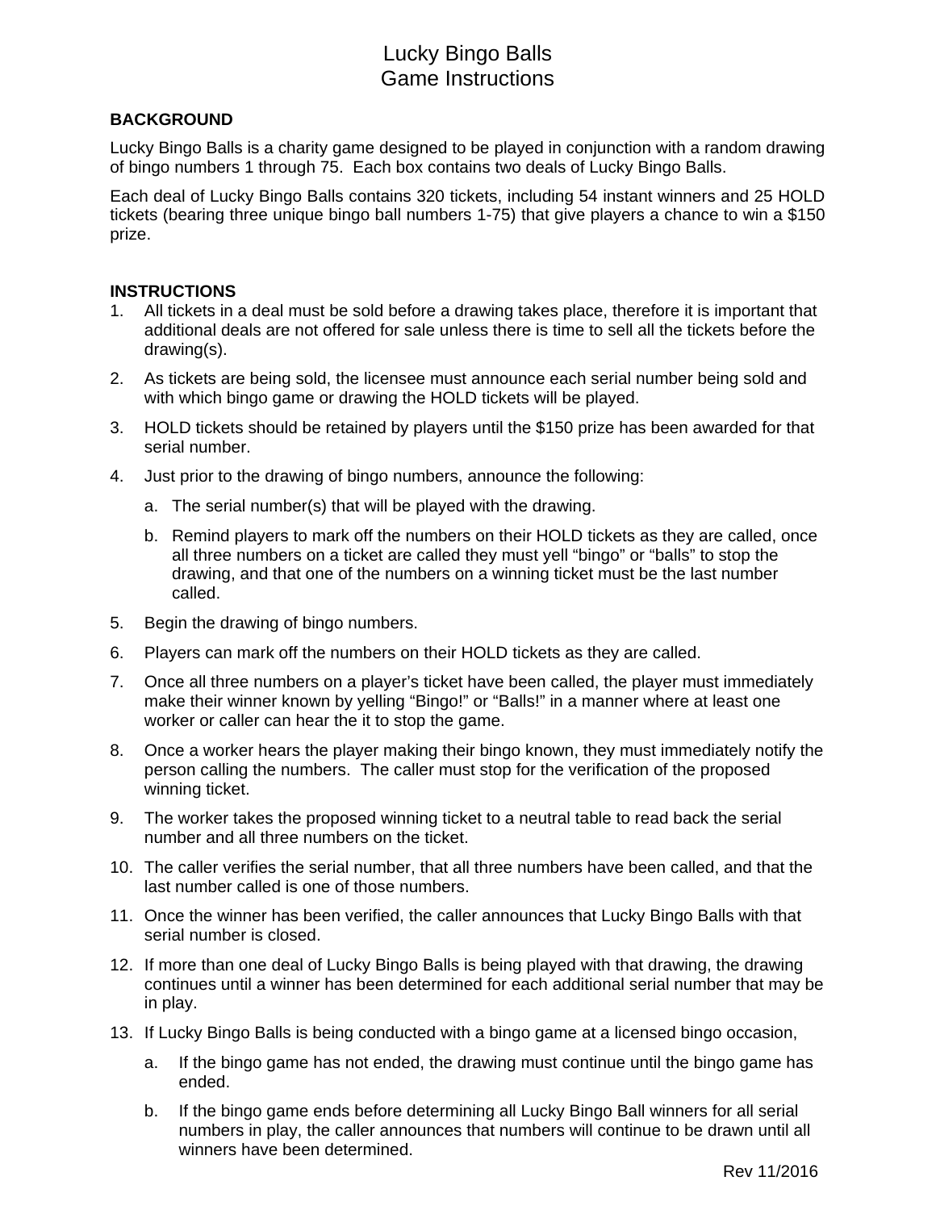# Lucky Bingo Balls
# Game Instructions

**BACKGROUND**

Lucky Bingo Balls is a charity game designed to be played in conjunction with a random drawing of bingo numbers 1 through 75. Each box contains two deals of Lucky Bingo Balls.

Each deal of Lucky Bingo Balls contains 320 tickets, including 54 instant winners and 25 HOLD tickets (bearing three unique bingo ball numbers 1-75) that give players a chance to win a $150 prize.

**INSTRUCTIONS**

1. All tickets in a deal must be sold before a drawing takes place, therefore it is important that additional deals are not offered for sale unless there is time to sell all the tickets before the drawing(s).
2. As tickets are being sold, the licensee must announce each serial number being sold and with which bingo game or drawing the HOLD tickets will be played.
3. HOLD tickets should be retained by players until the $150 prize has been awarded for that serial number.
4. Just prior to the drawing of bingo numbers, announce the following:
   a. The serial number(s) that will be played with the drawing.
   b. Remind players to mark off the numbers on their HOLD tickets as they are called, once all three numbers on a ticket are called they must yell “bingo” or “balls” to stop the drawing, and that one of the numbers on a winning ticket must be the last number called.
5. Begin the drawing of bingo numbers.
6. Players can mark off the numbers on their HOLD tickets as they are called.
7. Once all three numbers on a player’s ticket have been called, the player must immediately make their winner known by yelling “Bingo!” or “Balls!” in a manner where at least one worker or caller can hear the it to stop the game.
8. Once a worker hears the player making their bingo known, they must immediately notify the person calling the numbers. The caller must stop for the verification of the proposed winning ticket.
9. The worker takes the proposed winning ticket to a neutral table to read back the serial number and all three numbers on the ticket.
10. The caller verifies the serial number, that all three numbers have been called, and that the last number called is one of those numbers.
11. Once the winner has been verified, the caller announces that Lucky Bingo Balls with that serial number is closed.
12. If more than one deal of Lucky Bingo Balls is being played with that drawing, the drawing continues until a winner has been determined for each additional serial number that may be in play.
13. If Lucky Bingo Balls is being conducted with a bingo game at a licensed bingo occasion,
    a. If the bingo game has not ended, the drawing must continue until the bingo game has ended.
    b. If the bingo game ends before determining all Lucky Bingo Ball winners for all serial numbers in play, the caller announces that numbers will continue to be drawn until all winners have been determined.

Rev 11/2016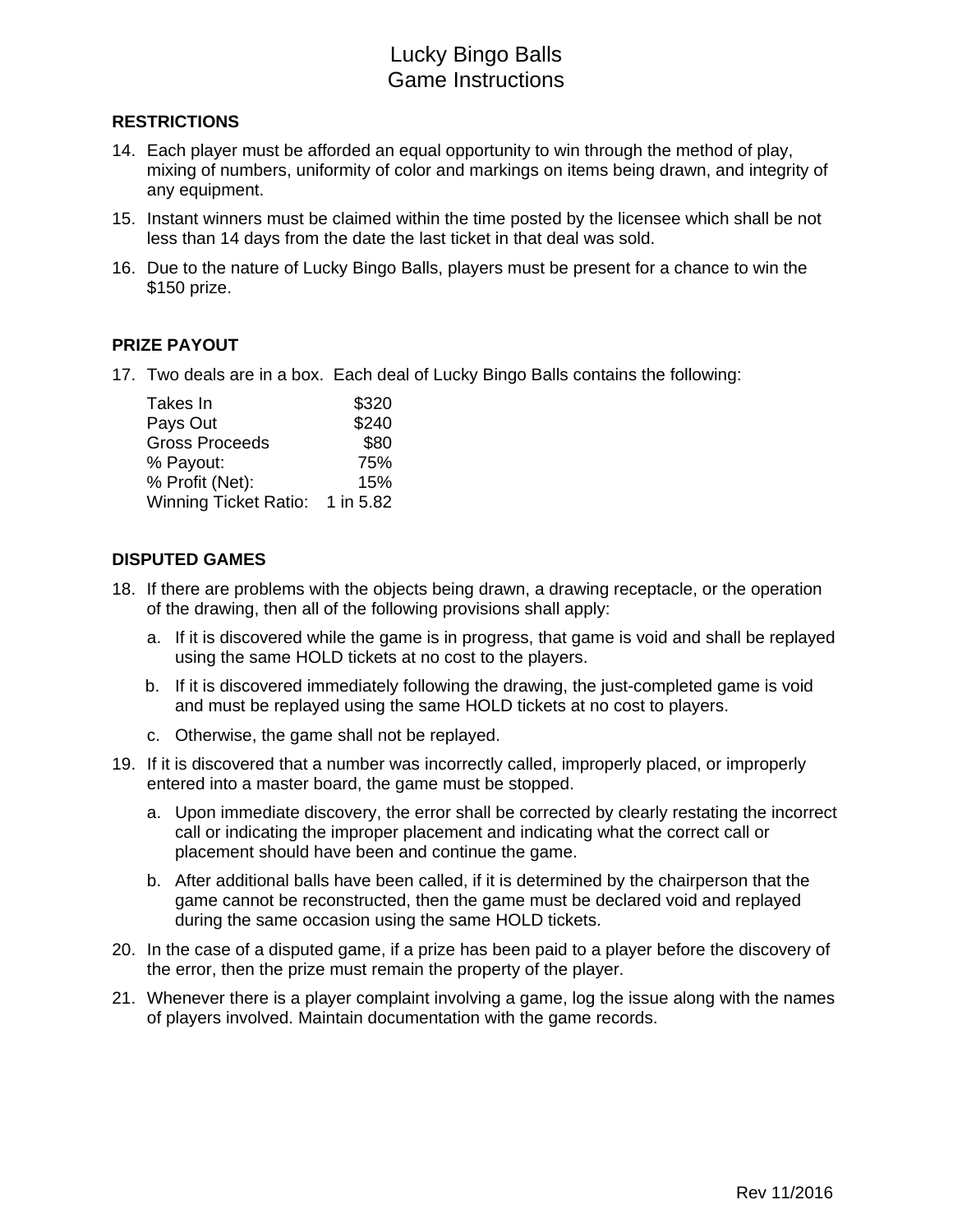# Lucky Bingo Balls
# Game Instructions

**RESTRICTIONS**

14. Each player must be afforded an equal opportunity to win through the method of play, mixing of numbers, uniformity of color and markings on items being drawn, and integrity of any equipment.
15. Instant winners must be claimed within the time posted by the licensee which shall be not less than 14 days from the date the last ticket in that deal was sold.
16. Due to the nature of Lucky Bingo Balls, players must be present for a chance to win the $150 prize.

**PRIZE PAYOUT**

17. Two deals are in a box. Each deal of Lucky Bingo Balls contains the following:

| | |
|---|---|
| Takes In | $320 |
| Pays Out | $240 |
| Gross Proceeds | $80 |
| % Payout: | 75% |
| % Profit (Net): | 15% |
| Winning Ticket Ratio: | 1 in 5.82 |

**DISPUTED GAMES**

18. If there are problems with the objects being drawn, a drawing receptacle, or the operation of the drawing, then all of the following provisions shall apply:
    a. If it is discovered while the game is in progress, that game is void and shall be replayed using the same HOLD tickets at no cost to the players.
    b. If it is discovered immediately following the drawing, the just-completed game is void and must be replayed using the same HOLD tickets at no cost to players.
    c. Otherwise, the game shall not be replayed.
19. If it is discovered that a number was incorrectly called, improperly placed, or improperly entered into a master board, the game must be stopped.
    a. Upon immediate discovery, the error shall be corrected by clearly restating the incorrect call or indicating the improper placement and indicating what the correct call or placement should have been and continue the game.
    b. After additional balls have been called, if it is determined by the chairperson that the game cannot be reconstructed, then the game must be declared void and replayed during the same occasion using the same HOLD tickets.
20. In the case of a disputed game, if a prize has been paid to a player before the discovery of the error, then the prize must remain the property of the player.
21. Whenever there is a player complaint involving a game, log the issue along with the names of players involved. Maintain documentation with the game records.

Rev 11/2016